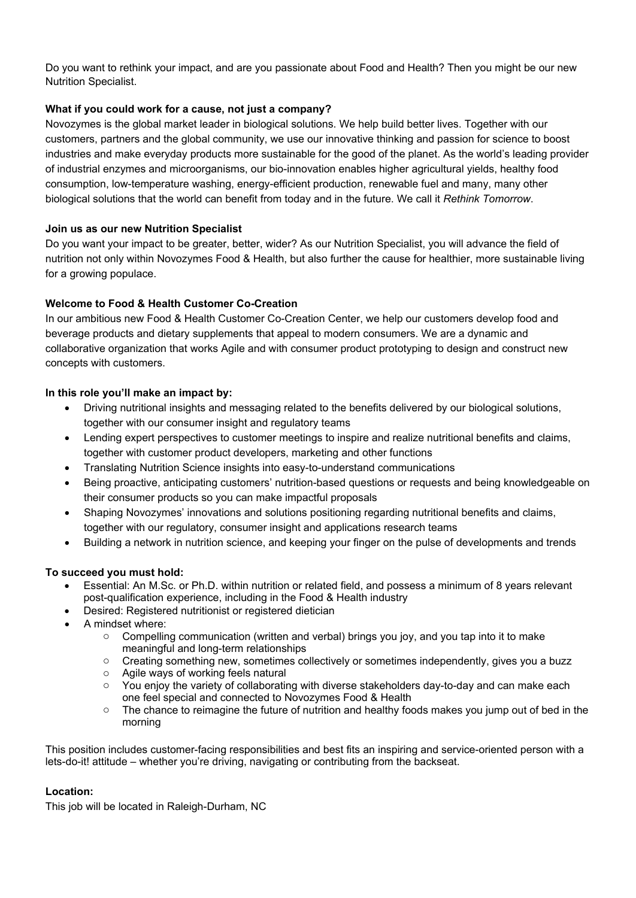Do you want to rethink your impact, and are you passionate about Food and Health? Then you might be our new Nutrition Specialist.

**What if you could work for a cause, not just a company?**

Novozymes is the global market leader in biological solutions. We help build better lives. Together with our customers, partners and the global community, we use our innovative thinking and passion for science to boost industries and make everyday products more sustainable for the good of the planet. As the world's leading provider of industrial enzymes and microorganisms, our bio-innovation enables higher agricultural yields, healthy food consumption, low-temperature washing, energy-efficient production, renewable fuel and many, many other biological solutions that the world can benefit from today and in the future. We call it *Rethink Tomorrow*.

**Join us as our new Nutrition Specialist**

Do you want your impact to be greater, better, wider? As our Nutrition Specialist, you will advance the field of nutrition not only within Novozymes Food & Health, but also further the cause for healthier, more sustainable living for a growing populace.

**Welcome to Food & Health Customer Co-Creation**

In our ambitious new Food & Health Customer Co-Creation Center, we help our customers develop food and beverage products and dietary supplements that appeal to modern consumers. We are a dynamic and collaborative organization that works Agile and with consumer product prototyping to design and construct new concepts with customers.

**In this role you'll make an impact by:**

- Driving nutritional insights and messaging related to the benefits delivered by our biological solutions, together with our consumer insight and regulatory teams
- Lending expert perspectives to customer meetings to inspire and realize nutritional benefits and claims, together with customer product developers, marketing and other functions
- Translating Nutrition Science insights into easy-to-understand communications
- Being proactive, anticipating customers' nutrition-based questions or requests and being knowledgeable on their consumer products so you can make impactful proposals
- Shaping Novozymes' innovations and solutions positioning regarding nutritional benefits and claims, together with our regulatory, consumer insight and applications research teams
- Building a network in nutrition science, and keeping your finger on the pulse of developments and trends

**To succeed you must hold:**

- Essential: An M.Sc. or Ph.D. within nutrition or related field, and possess a minimum of 8 years relevant post-qualification experience, including in the Food & Health industry
- Desired: Registered nutritionist or registered dietician
- A mindset where:
  - Compelling communication (written and verbal) brings you joy, and you tap into it to make meaningful and long-term relationships
  - Creating something new, sometimes collectively or sometimes independently, gives you a buzz
  - Agile ways of working feels natural
  - You enjoy the variety of collaborating with diverse stakeholders day-to-day and can make each one feel special and connected to Novozymes Food & Health
  - The chance to reimagine the future of nutrition and healthy foods makes you jump out of bed in the morning

This position includes customer-facing responsibilities and best fits an inspiring and service-oriented person with a lets-do-it! attitude – whether you're driving, navigating or contributing from the backseat.

**Location:**

This job will be located in Raleigh-Durham, NC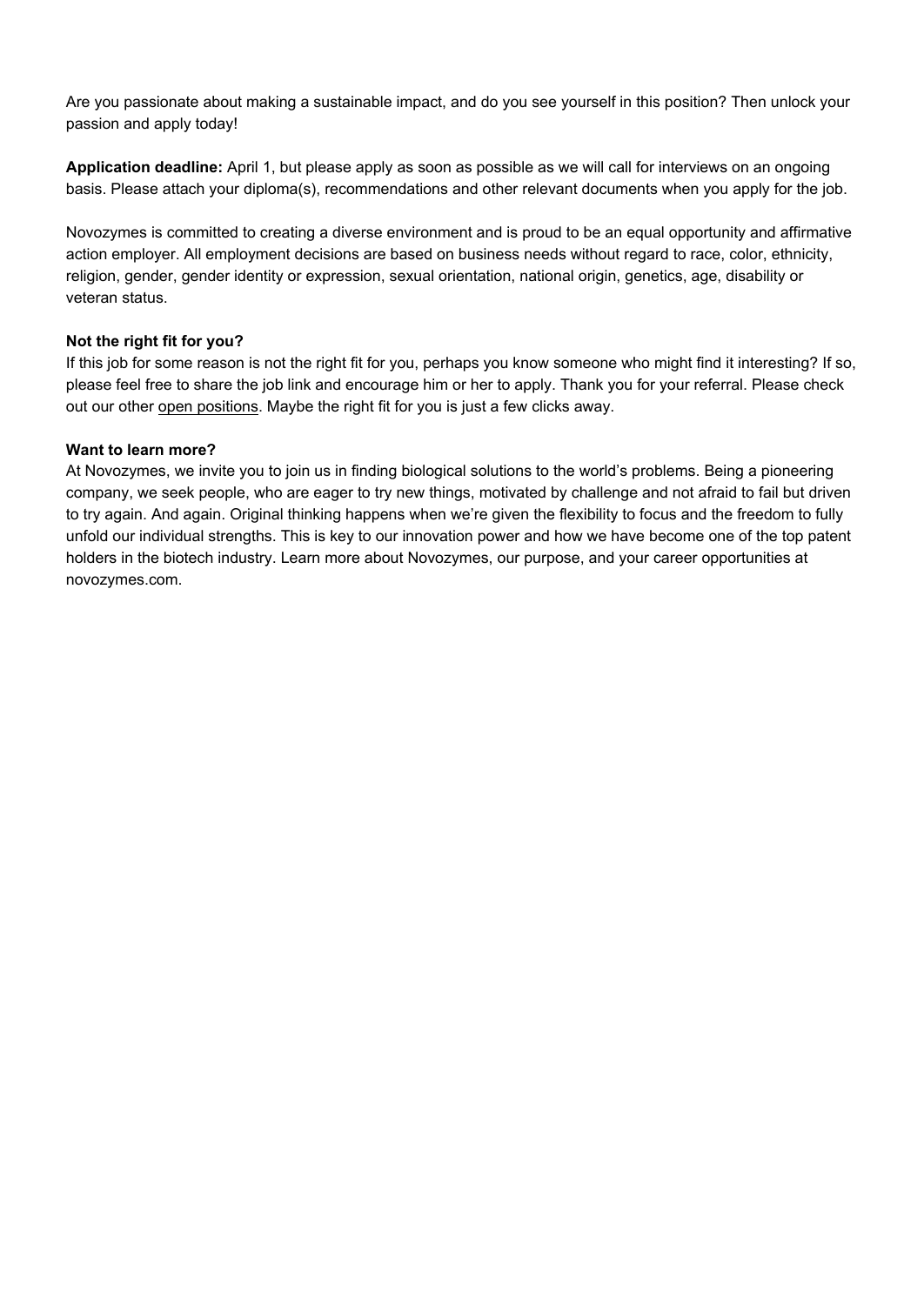Are you passionate about making a sustainable impact, and do you see yourself in this position? Then unlock your passion and apply today!

**Application deadline:** April 1, but please apply as soon as possible as we will call for interviews on an ongoing basis. Please attach your diploma(s), recommendations and other relevant documents when you apply for the job.

Novozymes is committed to creating a diverse environment and is proud to be an equal opportunity and affirmative action employer. All employment decisions are based on business needs without regard to race, color, ethnicity, religion, gender, gender identity or expression, sexual orientation, national origin, genetics, age, disability or veteran status.

**Not the right fit for you?**
If this job for some reason is not the right fit for you, perhaps you know someone who might find it interesting? If so, please feel free to share the job link and encourage him or her to apply. Thank you for your referral. Please check out our other open positions. Maybe the right fit for you is just a few clicks away.

**Want to learn more?**
At Novozymes, we invite you to join us in finding biological solutions to the world's problems. Being a pioneering company, we seek people, who are eager to try new things, motivated by challenge and not afraid to fail but driven to try again. And again. Original thinking happens when we're given the flexibility to focus and the freedom to fully unfold our individual strengths. This is key to our innovation power and how we have become one of the top patent holders in the biotech industry. Learn more about Novozymes, our purpose, and your career opportunities at novozymes.com.